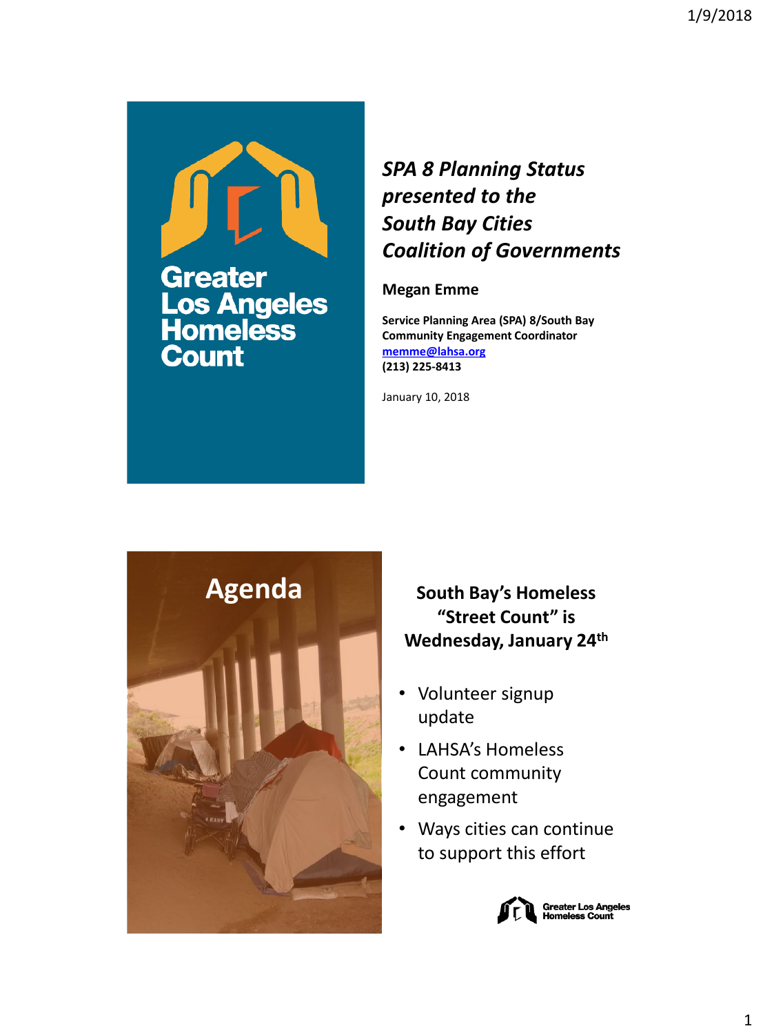Greater Los Angeles Homeless Count

## *SPA 8 Planning Status presented to the South Bay Cities Coalition of Governments*

**Megan Emme**

**Service Planning Area (SPA) 8/South Bay Community Engagement Coordinator**
**memme@lahsa.org**
**(213) 225-8413**

January 10, 2018

## Agenda

**South Bay's Homeless "Street Count" is Wednesday, January 24th**

- Volunteer signup update
- LAHSA's Homeless Count community engagement
- Ways cities can continue to support this effort

Greater Los Angeles Homeless Count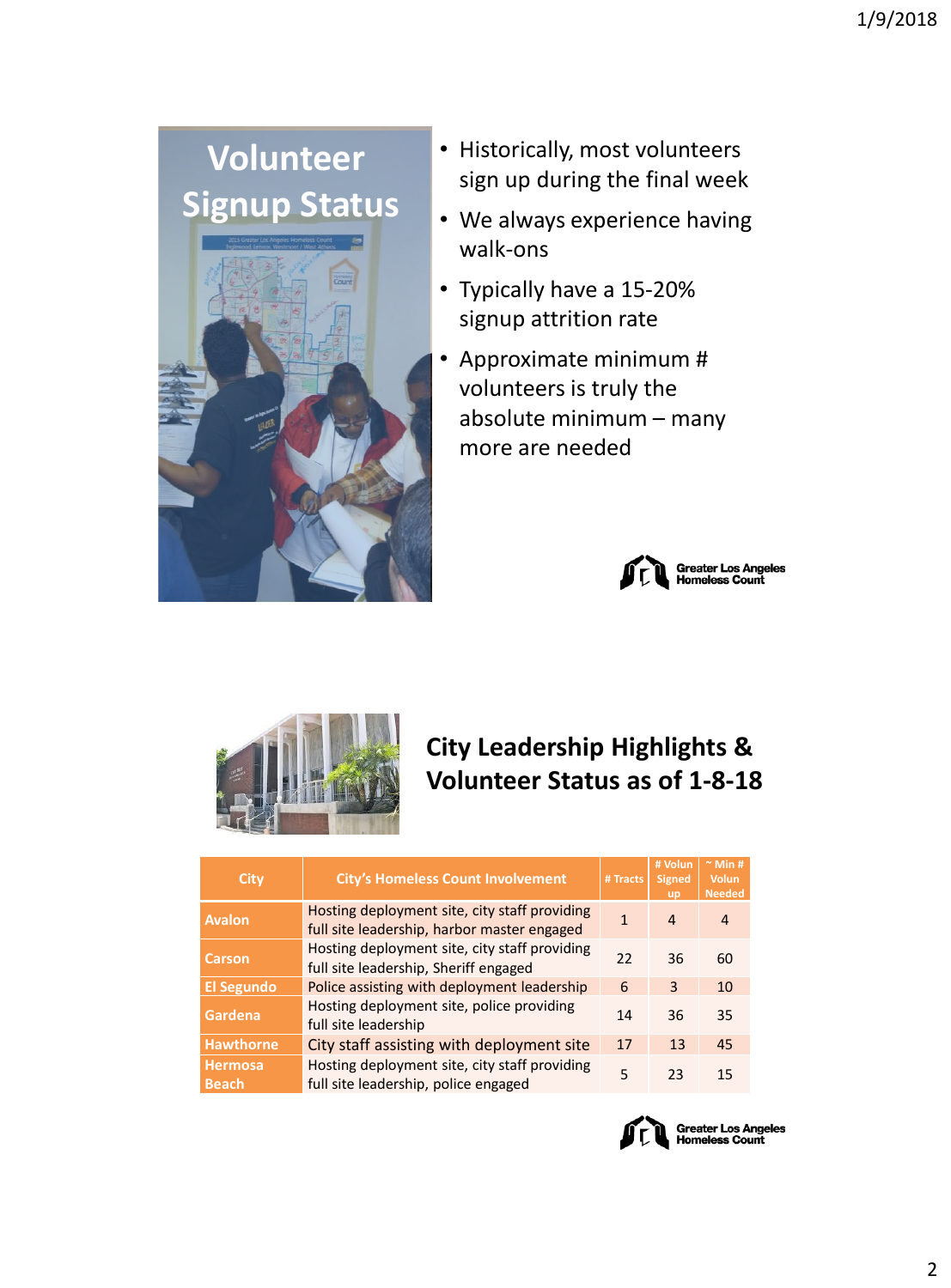## Volunteer Signup Status

- Historically, most volunteers sign up during the final week
- We always experience having walk-ons
- Typically have a 15-20% signup attrition rate
- Approximate minimum # volunteers is truly the absolute minimum – many more are needed

Greater Los Angeles Homeless Count

## City Leadership Highlights & Volunteer Status as of 1-8-18

| City | City's Homeless Count Involvement | # Tracts | # Volun Signed up | ~ Min # Volun Needed |
|---|---|---|---|---|
| Avalon | Hosting deployment site, city staff providing full site leadership, harbor master engaged | 1 | 4 | 4 |
| Carson | Hosting deployment site, city staff providing full site leadership, Sheriff engaged | 22 | 36 | 60 |
| El Segundo | Police assisting with deployment leadership | 6 | 3 | 10 |
| Gardena | Hosting deployment site, police providing full site leadership | 14 | 36 | 35 |
| Hawthorne | City staff assisting with deployment site | 17 | 13 | 45 |
| Hermosa Beach | Hosting deployment site, city staff providing full site leadership, police engaged | 5 | 23 | 15 |

Greater Los Angeles Homeless Count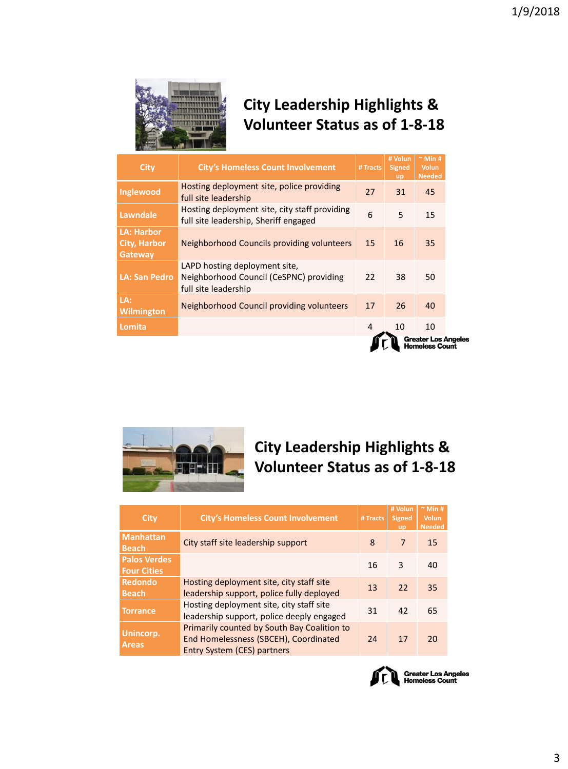## City Leadership Highlights & Volunteer Status as of 1-8-18

| City | City's Homeless Count Involvement | # Tracts | # Volun Signed up | ~ Min # Volun Needed |
|---|---|---|---|---|
| Inglewood | Hosting deployment site, police providing full site leadership | 27 | 31 | 45 |
| Lawndale | Hosting deployment site, city staff providing full site leadership, Sheriff engaged | 6 | 5 | 15 |
| LA: Harbor City, Harbor Gateway | Neighborhood Councils providing volunteers | 15 | 16 | 35 |
| LA: San Pedro | LAPD hosting deployment site, Neighborhood Council (CeSPNC) providing full site leadership | 22 | 38 | 50 |
| LA: Wilmington | Neighborhood Council providing volunteers | 17 | 26 | 40 |
| Lomita | | 4 | 10 | 10 |

Greater Los Angeles Homeless Count

## City Leadership Highlights & Volunteer Status as of 1-8-18

| City | City's Homeless Count Involvement | # Tracts | # Volun Signed up | ~ Min # Volun Needed |
|---|---|---|---|---|
| Manhattan Beach | City staff site leadership support | 8 | 7 | 15 |
| Palos Verdes Four Cities | | 16 | 3 | 40 |
| Redondo Beach | Hosting deployment site, city staff site leadership support, police fully deployed | 13 | 22 | 35 |
| Torrance | Hosting deployment site, city staff site leadership support, police deeply engaged | 31 | 42 | 65 |
| Unincorp. Areas | Primarily counted by South Bay Coalition to End Homelessness (SBCEH), Coordinated Entry System (CES) partners | 24 | 17 | 20 |

Greater Los Angeles Homeless Count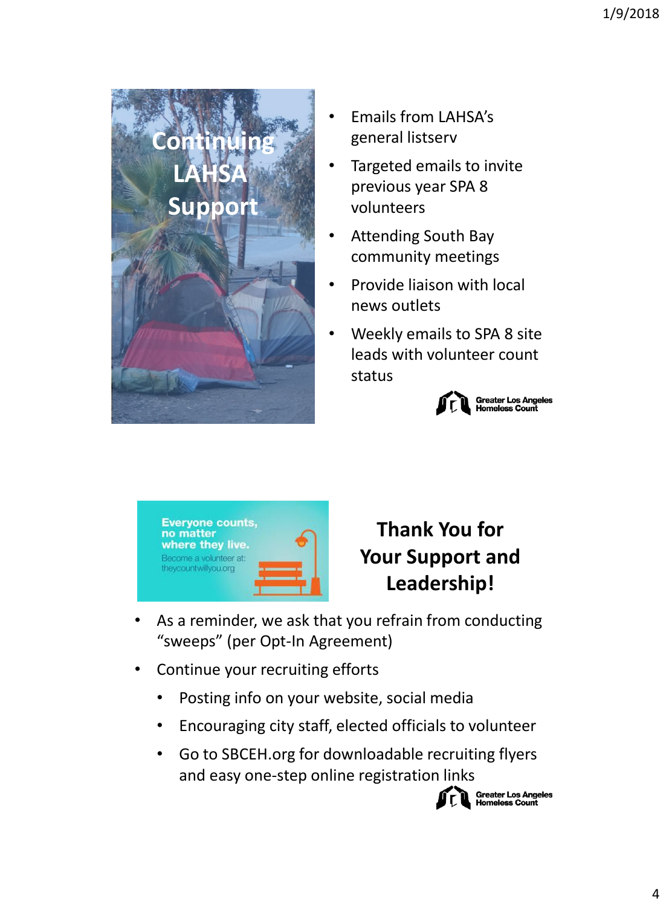## Continuing LAHSA Support

- Emails from LAHSA's general listserv
- Targeted emails to invite previous year SPA 8 volunteers
- Attending South Bay community meetings
- Provide liaison with local news outlets
- Weekly emails to SPA 8 site leads with volunteer count status

Greater Los Angeles Homeless Count

Everyone counts, no matter where they live.
Become a volunteer at: theycountwillyou.org

## Thank You for Your Support and Leadership!

- As a reminder, we ask that you refrain from conducting "sweeps" (per Opt-In Agreement)
- Continue your recruiting efforts
  - Posting info on your website, social media
  - Encouraging city staff, elected officials to volunteer
  - Go to SBCEH.org for downloadable recruiting flyers and easy one-step online registration links

Greater Los Angeles Homeless Count